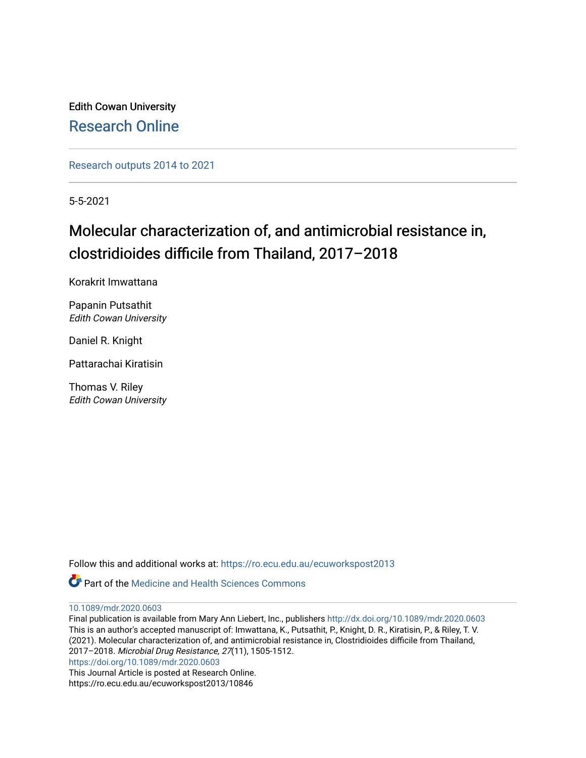Edith Cowan University

Research Online

Research outputs 2014 to 2021

5-5-2021

# Molecular characterization of, and antimicrobial resistance in, clostridioides difficile from Thailand, 2017–2018

Korakrit Imwattana

Papanin Putsathit
*Edith Cowan University*

Daniel R. Knight

Pattarachai Kiratisin

Thomas V. Riley
*Edith Cowan University*

Follow this and additional works at: https://ro.ecu.edu.au/ecuworkspost2013

Part of the Medicine and Health Sciences Commons

10.1089/mdr.2020.0603

Final publication is available from Mary Ann Liebert, Inc., publishers http://dx.doi.org/10.1089/mdr.2020.0603

This is an author's accepted manuscript of: Imwattana, K., Putsathit, P., Knight, D. R., Kiratisin, P., & Riley, T. V. (2021). Molecular characterization of, and antimicrobial resistance in, Clostridioides difficile from Thailand, 2017–2018. *Microbial Drug Resistance, 27*(11), 1505-1512.

https://doi.org/10.1089/mdr.2020.0603

This Journal Article is posted at Research Online.

https://ro.ecu.edu.au/ecuworkspost2013/10846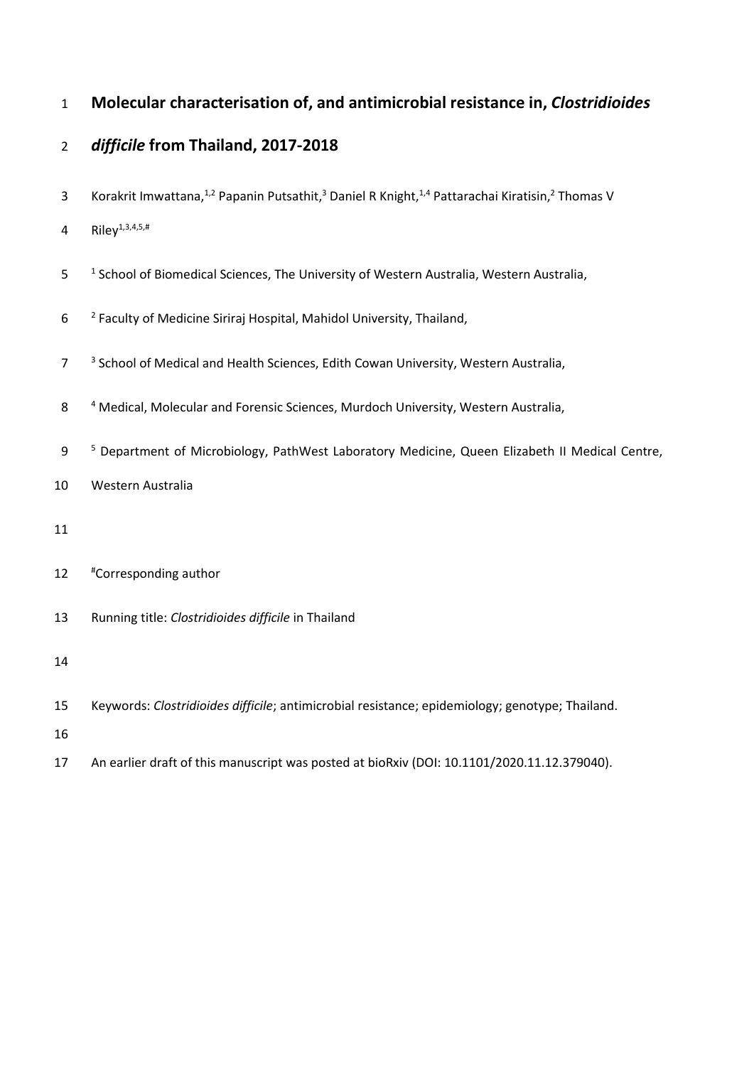# Molecular characterisation of, and antimicrobial resistance in, *Clostridioides difficile* from Thailand, 2017-2018

Korakrit Imwattana,[1,2] Papanin Putsathit,[3] Daniel R Knight,[1,4] Pattarachai Kiratisin,[2] Thomas V Riley[1,3,4,5,#]

[1] School of Biomedical Sciences, The University of Western Australia, Western Australia,

[2] Faculty of Medicine Siriraj Hospital, Mahidol University, Thailand,

[3] School of Medical and Health Sciences, Edith Cowan University, Western Australia,

[4] Medical, Molecular and Forensic Sciences, Murdoch University, Western Australia,

[5] Department of Microbiology, PathWest Laboratory Medicine, Queen Elizabeth II Medical Centre, Western Australia

[#]Corresponding author

Running title: *Clostridioides difficile* in Thailand

Keywords: *Clostridioides difficile*; antimicrobial resistance; epidemiology; genotype; Thailand.

An earlier draft of this manuscript was posted at bioRxiv (DOI: 10.1101/2020.11.12.379040).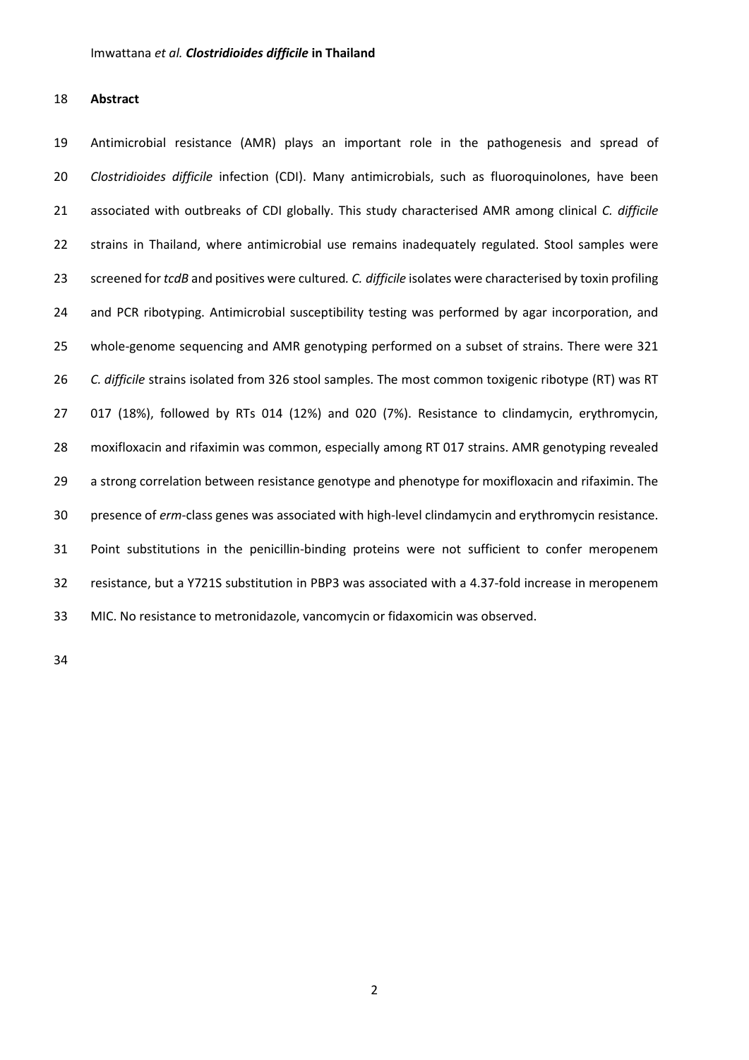## Abstract

Antimicrobial resistance (AMR) plays an important role in the pathogenesis and spread of *Clostridioides difficile* infection (CDI). Many antimicrobials, such as fluoroquinolones, have been associated with outbreaks of CDI globally. This study characterised AMR among clinical *C. difficile* strains in Thailand, where antimicrobial use remains inadequately regulated. Stool samples were screened for *tcdB* and positives were cultured. *C. difficile* isolates were characterised by toxin profiling and PCR ribotyping. Antimicrobial susceptibility testing was performed by agar incorporation, and whole-genome sequencing and AMR genotyping performed on a subset of strains. There were 321 *C. difficile* strains isolated from 326 stool samples. The most common toxigenic ribotype (RT) was RT 017 (18%), followed by RTs 014 (12%) and 020 (7%). Resistance to clindamycin, erythromycin, moxifloxacin and rifaximin was common, especially among RT 017 strains. AMR genotyping revealed a strong correlation between resistance genotype and phenotype for moxifloxacin and rifaximin. The presence of *erm*-class genes was associated with high-level clindamycin and erythromycin resistance. Point substitutions in the penicillin-binding proteins were not sufficient to confer meropenem resistance, but a Y721S substitution in PBP3 was associated with a 4.37-fold increase in meropenem MIC. No resistance to metronidazole, vancomycin or fidaxomicin was observed.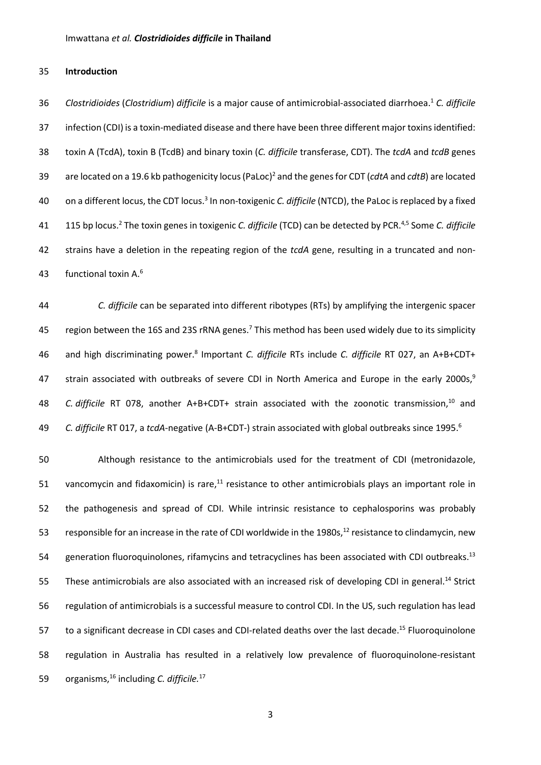## Introduction

*Clostridioides* (*Clostridium*) *difficile* is a major cause of antimicrobial-associated diarrhoea.[1] *C. difficile* infection (CDI) is a toxin-mediated disease and there have been three different major toxins identified: toxin A (TcdA), toxin B (TcdB) and binary toxin (*C. difficile* transferase, CDT). The *tcdA* and *tcdB* genes are located on a 19.6 kb pathogenicity locus (PaLoc)[2] and the genes for CDT (*cdtA* and *cdtB*) are located on a different locus, the CDT locus.[3] In non-toxigenic *C. difficile* (NTCD), the PaLoc is replaced by a fixed 115 bp locus.[2] The toxin genes in toxigenic *C. difficile* (TCD) can be detected by PCR.[4,5] Some *C. difficile* strains have a deletion in the repeating region of the *tcdA* gene, resulting in a truncated and non-functional toxin A.[6]

*C. difficile* can be separated into different ribotypes (RTs) by amplifying the intergenic spacer region between the 16S and 23S rRNA genes.[7] This method has been used widely due to its simplicity and high discriminating power.[8] Important *C. difficile* RTs include *C. difficile* RT 027, an A+B+CDT+ strain associated with outbreaks of severe CDI in North America and Europe in the early 2000s,[9] *C. difficile* RT 078, another A+B+CDT+ strain associated with the zoonotic transmission,[10] and *C. difficile* RT 017, a *tcdA*-negative (A-B+CDT-) strain associated with global outbreaks since 1995.[6]

Although resistance to the antimicrobials used for the treatment of CDI (metronidazole, vancomycin and fidaxomicin) is rare,[11] resistance to other antimicrobials plays an important role in the pathogenesis and spread of CDI. While intrinsic resistance to cephalosporins was probably responsible for an increase in the rate of CDI worldwide in the 1980s,[12] resistance to clindamycin, new generation fluoroquinolones, rifamycins and tetracyclines has been associated with CDI outbreaks.[13] These antimicrobials are also associated with an increased risk of developing CDI in general.[14] Strict regulation of antimicrobials is a successful measure to control CDI. In the US, such regulation has lead to a significant decrease in CDI cases and CDI-related deaths over the last decade.[15] Fluoroquinolone regulation in Australia has resulted in a relatively low prevalence of fluoroquinolone-resistant organisms,[16] including *C. difficile.*[17]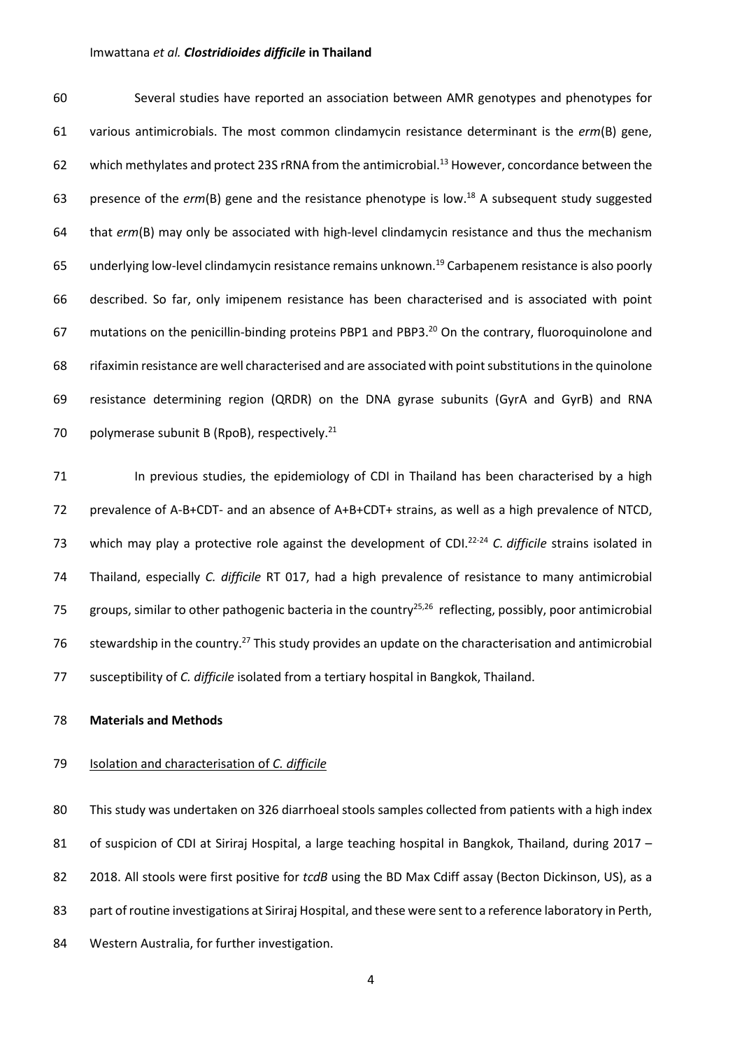Several studies have reported an association between AMR genotypes and phenotypes for various antimicrobials. The most common clindamycin resistance determinant is the *erm*(B) gene, which methylates and protect 23S rRNA from the antimicrobial.[13] However, concordance between the presence of the *erm*(B) gene and the resistance phenotype is low.[18] A subsequent study suggested that *erm*(B) may only be associated with high-level clindamycin resistance and thus the mechanism underlying low-level clindamycin resistance remains unknown.[19] Carbapenem resistance is also poorly described. So far, only imipenem resistance has been characterised and is associated with point mutations on the penicillin-binding proteins PBP1 and PBP3.[20] On the contrary, fluoroquinolone and rifaximin resistance are well characterised and are associated with point substitutions in the quinolone resistance determining region (QRDR) on the DNA gyrase subunits (GyrA and GyrB) and RNA polymerase subunit B (RpoB), respectively.[21]

In previous studies, the epidemiology of CDI in Thailand has been characterised by a high prevalence of A-B+CDT- and an absence of A+B+CDT+ strains, as well as a high prevalence of NTCD, which may play a protective role against the development of CDI.[22-24] *C. difficile* strains isolated in Thailand, especially *C. difficile* RT 017, had a high prevalence of resistance to many antimicrobial groups, similar to other pathogenic bacteria in the country[25,26] reflecting, possibly, poor antimicrobial stewardship in the country.[27] This study provides an update on the characterisation and antimicrobial susceptibility of *C. difficile* isolated from a tertiary hospital in Bangkok, Thailand.

## Materials and Methods

### Isolation and characterisation of *C. difficile*

This study was undertaken on 326 diarrhoeal stools samples collected from patients with a high index of suspicion of CDI at Siriraj Hospital, a large teaching hospital in Bangkok, Thailand, during 2017 – 2018. All stools were first positive for *tcdB* using the BD Max Cdiff assay (Becton Dickinson, US), as a part of routine investigations at Siriraj Hospital, and these were sent to a reference laboratory in Perth, Western Australia, for further investigation.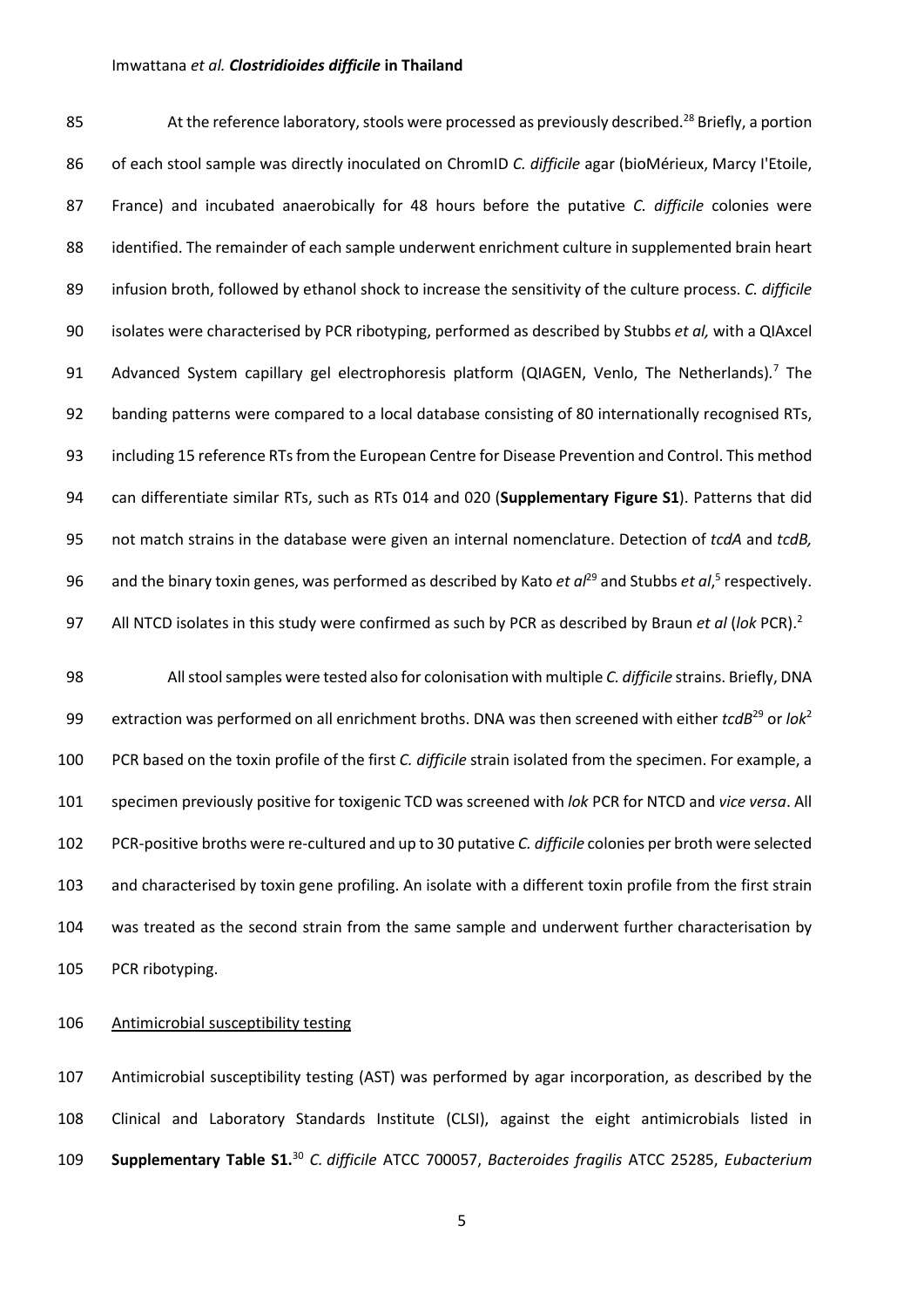At the reference laboratory, stools were processed as previously described.[28] Briefly, a portion of each stool sample was directly inoculated on ChromID *C. difficile* agar (bioMérieux, Marcy I'Etoile, France) and incubated anaerobically for 48 hours before the putative *C. difficile* colonies were identified. The remainder of each sample underwent enrichment culture in supplemented brain heart infusion broth, followed by ethanol shock to increase the sensitivity of the culture process. *C. difficile* isolates were characterised by PCR ribotyping, performed as described by Stubbs *et al,* with a QIAxcel Advanced System capillary gel electrophoresis platform (QIAGEN, Venlo, The Netherlands).[7] The banding patterns were compared to a local database consisting of 80 internationally recognised RTs, including 15 reference RTs from the European Centre for Disease Prevention and Control. This method can differentiate similar RTs, such as RTs 014 and 020 (**Supplementary Figure S1**). Patterns that did not match strains in the database were given an internal nomenclature. Detection of *tcdA* and *tcdB,* and the binary toxin genes, was performed as described by Kato *et al*[29] and Stubbs *et al*,[5] respectively. All NTCD isolates in this study were confirmed as such by PCR as described by Braun *et al* (*lok* PCR).[2]

All stool samples were tested also for colonisation with multiple *C. difficile* strains. Briefly, DNA extraction was performed on all enrichment broths. DNA was then screened with either *tcdB*[29] or *lok*[2] PCR based on the toxin profile of the first *C. difficile* strain isolated from the specimen. For example, a specimen previously positive for toxigenic TCD was screened with *lok* PCR for NTCD and *vice versa*. All PCR-positive broths were re-cultured and up to 30 putative *C. difficile* colonies per broth were selected and characterised by toxin gene profiling. An isolate with a different toxin profile from the first strain was treated as the second strain from the same sample and underwent further characterisation by PCR ribotyping.

Antimicrobial susceptibility testing

Antimicrobial susceptibility testing (AST) was performed by agar incorporation, as described by the Clinical and Laboratory Standards Institute (CLSI), against the eight antimicrobials listed in **Supplementary Table S1.**[30] *C. difficile* ATCC 700057, *Bacteroides fragilis* ATCC 25285, *Eubacterium*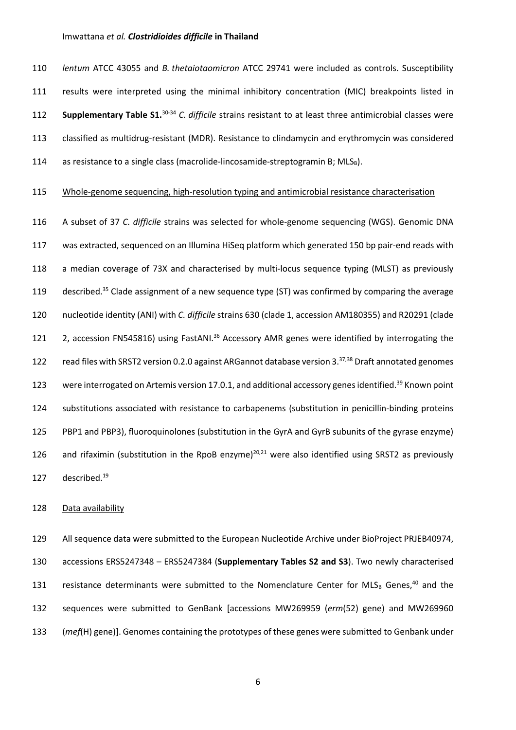*lentum* ATCC 43055 and *B. thetaiotaomicron* ATCC 29741 were included as controls. Susceptibility results were interpreted using the minimal inhibitory concentration (MIC) breakpoints listed in **Supplementary Table S1.**[30-34] *C. difficile* strains resistant to at least three antimicrobial classes were classified as multidrug-resistant (MDR). Resistance to clindamycin and erythromycin was considered as resistance to a single class (macrolide-lincosamide-streptogramin B; $MLS_B$).

Whole-genome sequencing, high-resolution typing and antimicrobial resistance characterisation

A subset of 37 *C. difficile* strains was selected for whole-genome sequencing (WGS). Genomic DNA was extracted, sequenced on an Illumina HiSeq platform which generated 150 bp pair-end reads with a median coverage of 73X and characterised by multi-locus sequence typing (MLST) as previously described.[35] Clade assignment of a new sequence type (ST) was confirmed by comparing the average nucleotide identity (ANI) with *C. difficile* strains 630 (clade 1, accession AM180355) and R20291 (clade 2, accession FN545816) using FastANI.[36] Accessory AMR genes were identified by interrogating the read files with SRST2 version 0.2.0 against ARGannot database version 3.[37,38] Draft annotated genomes were interrogated on Artemis version 17.0.1, and additional accessory genes identified.[39] Known point substitutions associated with resistance to carbapenems (substitution in penicillin-binding proteins PBP1 and PBP3), fluoroquinolones (substitution in the GyrA and GyrB subunits of the gyrase enzyme) and rifaximin (substitution in the RpoB enzyme)[20,21] were also identified using SRST2 as previously described.[19]

Data availability

All sequence data were submitted to the European Nucleotide Archive under BioProject PRJEB40974, accessions ERS5247348 – ERS5247384 (**Supplementary Tables S2 and S3**). Two newly characterised resistance determinants were submitted to the Nomenclature Center for $MLS_B$ Genes,[40] and the sequences were submitted to GenBank [accessions MW269959 (*erm*(52) gene) and MW269960 (*mef*(H) gene)]. Genomes containing the prototypes of these genes were submitted to Genbank under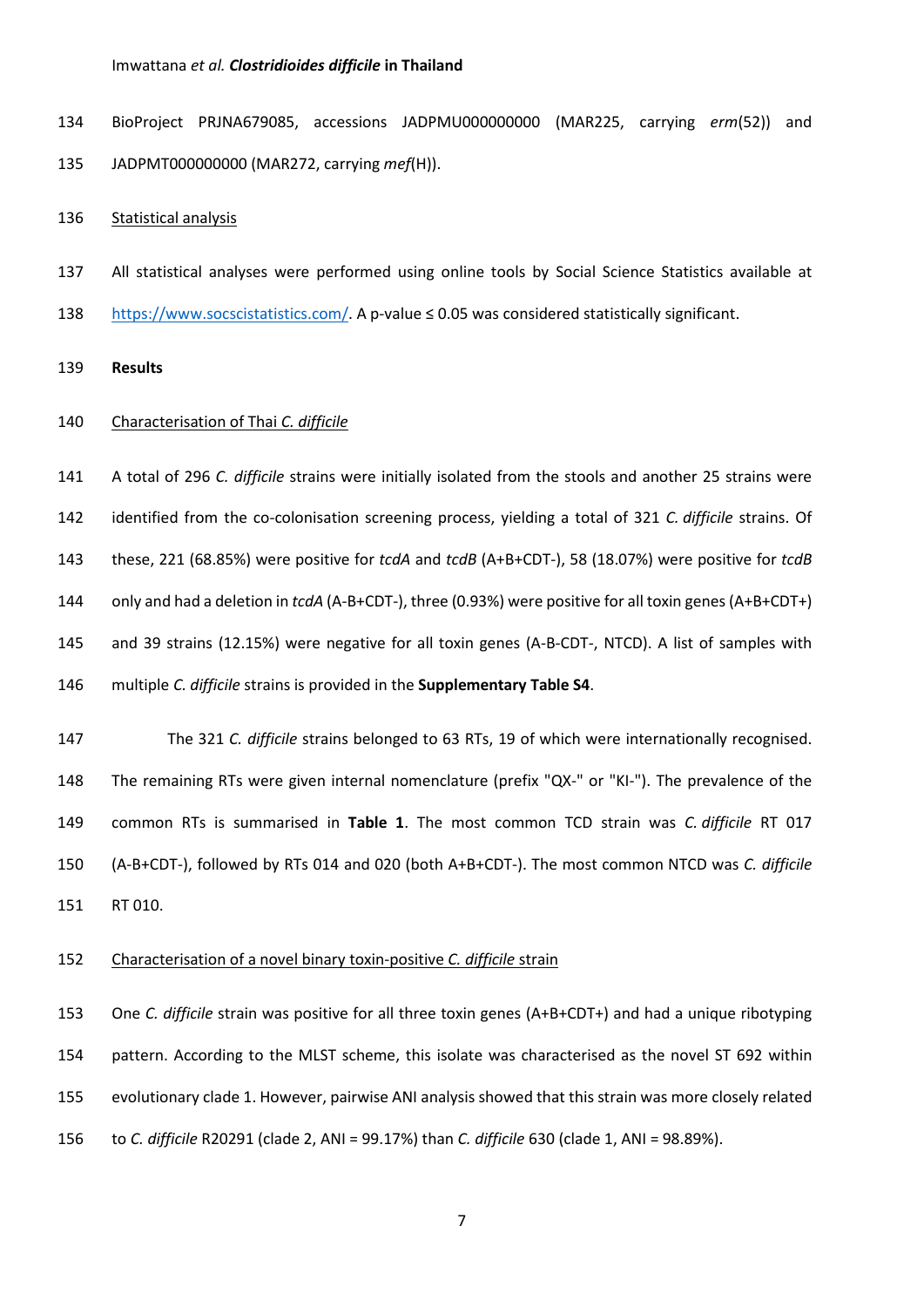BioProject PRJNA679085, accessions JADPMU000000000 (MAR225, carrying *erm*(52)) and JADPMT000000000 (MAR272, carrying *mef*(H)).

Statistical analysis

All statistical analyses were performed using online tools by Social Science Statistics available at https://www.socscistatistics.com/. A p-value ≤ 0.05 was considered statistically significant.

**Results**

Characterisation of Thai *C. difficile*

A total of 296 *C. difficile* strains were initially isolated from the stools and another 25 strains were identified from the co-colonisation screening process, yielding a total of 321 *C. difficile* strains. Of these, 221 (68.85%) were positive for *tcdA* and *tcdB* (A+B+CDT-), 58 (18.07%) were positive for *tcdB* only and had a deletion in *tcdA* (A-B+CDT-), three (0.93%) were positive for all toxin genes (A+B+CDT+) and 39 strains (12.15%) were negative for all toxin genes (A-B-CDT-, NTCD). A list of samples with multiple *C. difficile* strains is provided in the **Supplementary Table S4**.

The 321 *C. difficile* strains belonged to 63 RTs, 19 of which were internationally recognised. The remaining RTs were given internal nomenclature (prefix "QX-" or "KI-"). The prevalence of the common RTs is summarised in **Table 1**. The most common TCD strain was *C. difficile* RT 017 (A-B+CDT-), followed by RTs 014 and 020 (both A+B+CDT-). The most common NTCD was *C. difficile* RT 010.

Characterisation of a novel binary toxin-positive *C. difficile* strain

One *C. difficile* strain was positive for all three toxin genes (A+B+CDT+) and had a unique ribotyping pattern. According to the MLST scheme, this isolate was characterised as the novel ST 692 within evolutionary clade 1. However, pairwise ANI analysis showed that this strain was more closely related to *C. difficile* R20291 (clade 2, ANI = 99.17%) than *C. difficile* 630 (clade 1, ANI = 98.89%).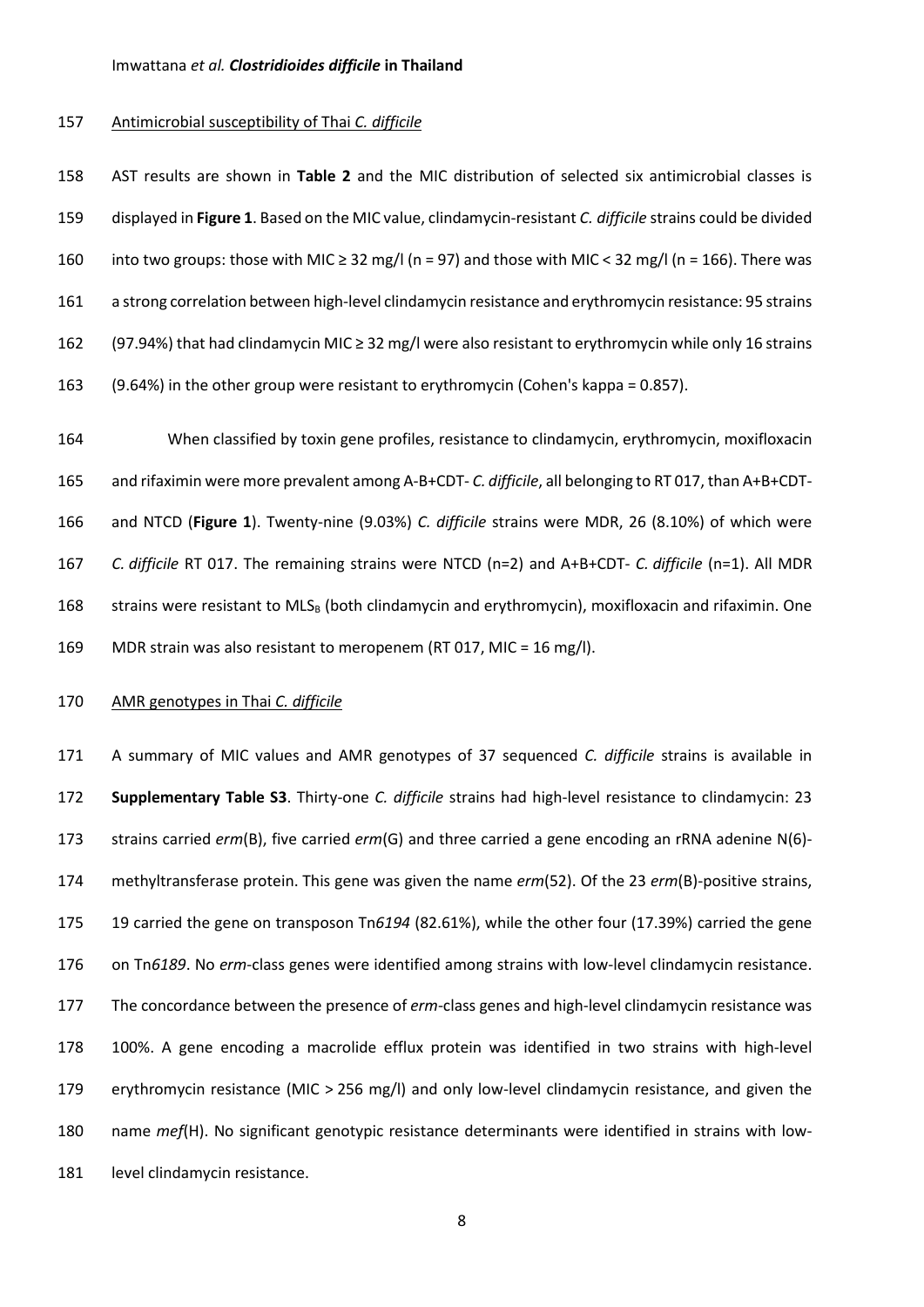Antimicrobial susceptibility of Thai *C. difficile*

AST results are shown in **Table 2** and the MIC distribution of selected six antimicrobial classes is displayed in **Figure 1**. Based on the MIC value, clindamycin-resistant *C. difficile* strains could be divided into two groups: those with MIC ≥ 32 mg/l (n = 97) and those with MIC < 32 mg/l (n = 166). There was a strong correlation between high-level clindamycin resistance and erythromycin resistance: 95 strains (97.94%) that had clindamycin MIC ≥ 32 mg/l were also resistant to erythromycin while only 16 strains (9.64%) in the other group were resistant to erythromycin (Cohen's kappa = 0.857).

When classified by toxin gene profiles, resistance to clindamycin, erythromycin, moxifloxacin and rifaximin were more prevalent among A-B+CDT- *C. difficile*, all belonging to RT 017, than A+B+CDT- and NTCD (**Figure 1**). Twenty-nine (9.03%) *C. difficile* strains were MDR, 26 (8.10%) of which were *C. difficile* RT 017. The remaining strains were NTCD (n=2) and A+B+CDT- *C. difficile* (n=1). All MDR strains were resistant to $MLS_B$ (both clindamycin and erythromycin), moxifloxacin and rifaximin. One MDR strain was also resistant to meropenem (RT 017, MIC = 16 mg/l).

AMR genotypes in Thai *C. difficile*

A summary of MIC values and AMR genotypes of 37 sequenced *C. difficile* strains is available in **Supplementary Table S3**. Thirty-one *C. difficile* strains had high-level resistance to clindamycin: 23 strains carried *erm*(B), five carried *erm*(G) and three carried a gene encoding an rRNA adenine N(6)-methyltransferase protein. This gene was given the name *erm*(52). Of the 23 *erm*(B)-positive strains, 19 carried the gene on transposon Tn*6194* (82.61%), while the other four (17.39%) carried the gene on Tn*6189*. No *erm*-class genes were identified among strains with low-level clindamycin resistance. The concordance between the presence of *erm*-class genes and high-level clindamycin resistance was 100%. A gene encoding a macrolide efflux protein was identified in two strains with high-level erythromycin resistance (MIC > 256 mg/l) and only low-level clindamycin resistance, and given the name *mef*(H). No significant genotypic resistance determinants were identified in strains with low-level clindamycin resistance.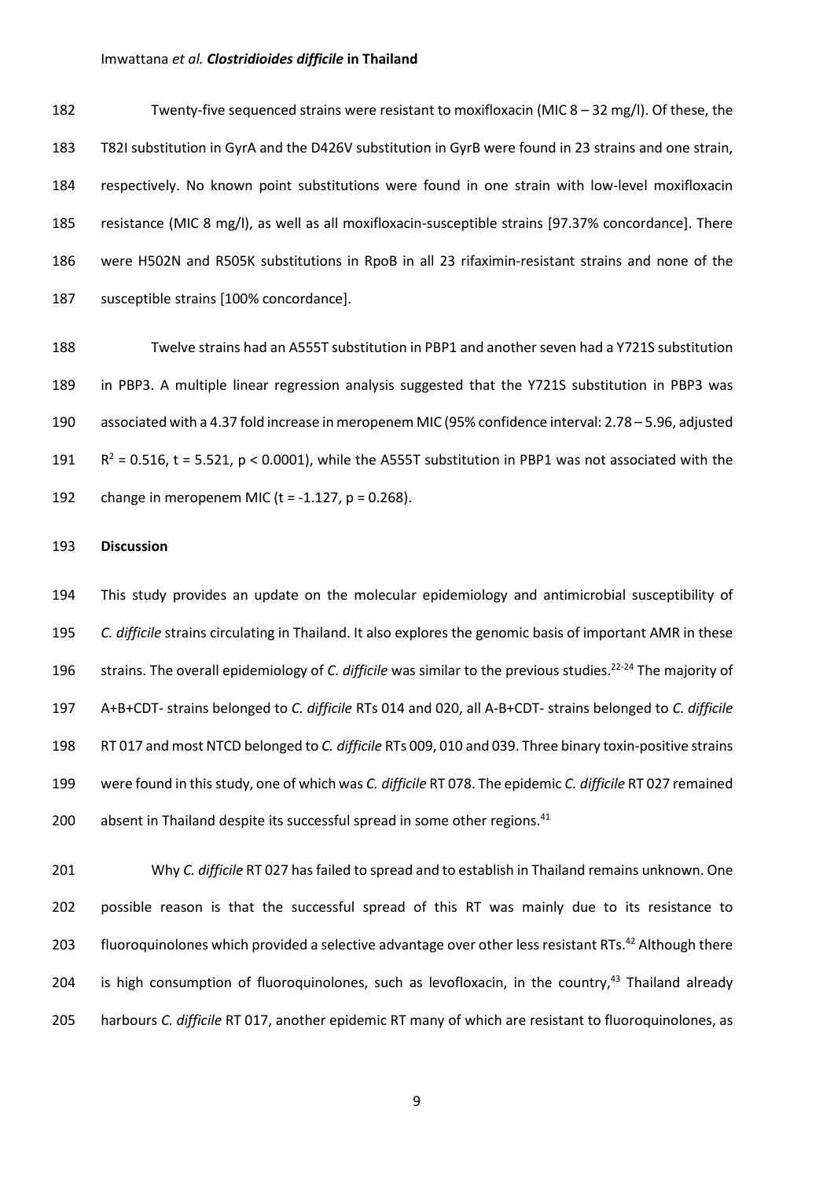Twenty-five sequenced strains were resistant to moxifloxacin (MIC 8 – 32 mg/l). Of these, the T82I substitution in GyrA and the D426V substitution in GyrB were found in 23 strains and one strain, respectively. No known point substitutions were found in one strain with low-level moxifloxacin resistance (MIC 8 mg/l), as well as all moxifloxacin-susceptible strains [97.37% concordance]. There were H502N and R505K substitutions in RpoB in all 23 rifaximin-resistant strains and none of the susceptible strains [100% concordance].

Twelve strains had an A555T substitution in PBP1 and another seven had a Y721S substitution in PBP3. A multiple linear regression analysis suggested that the Y721S substitution in PBP3 was associated with a 4.37 fold increase in meropenem MIC (95% confidence interval: 2.78 – 5.96, adjusted $R^2 = 0.516$, $t = 5.521$, $p < 0.0001$), while the A555T substitution in PBP1 was not associated with the change in meropenem MIC ($t = -1.127$, $p = 0.268$).

## Discussion

This study provides an update on the molecular epidemiology and antimicrobial susceptibility of *C. difficile* strains circulating in Thailand. It also explores the genomic basis of important AMR in these strains. The overall epidemiology of *C. difficile* was similar to the previous studies.[22-24] The majority of A+B+CDT- strains belonged to *C. difficile* RTs 014 and 020, all A-B+CDT- strains belonged to *C. difficile* RT 017 and most NTCD belonged to *C. difficile* RTs 009, 010 and 039. Three binary toxin-positive strains were found in this study, one of which was *C. difficile* RT 078. The epidemic *C. difficile* RT 027 remained absent in Thailand despite its successful spread in some other regions.[41]

Why *C. difficile* RT 027 has failed to spread and to establish in Thailand remains unknown. One possible reason is that the successful spread of this RT was mainly due to its resistance to fluoroquinolones which provided a selective advantage over other less resistant RTs.[42] Although there is high consumption of fluoroquinolones, such as levofloxacin, in the country,[43] Thailand already harbours *C. difficile* RT 017, another epidemic RT many of which are resistant to fluoroquinolones, as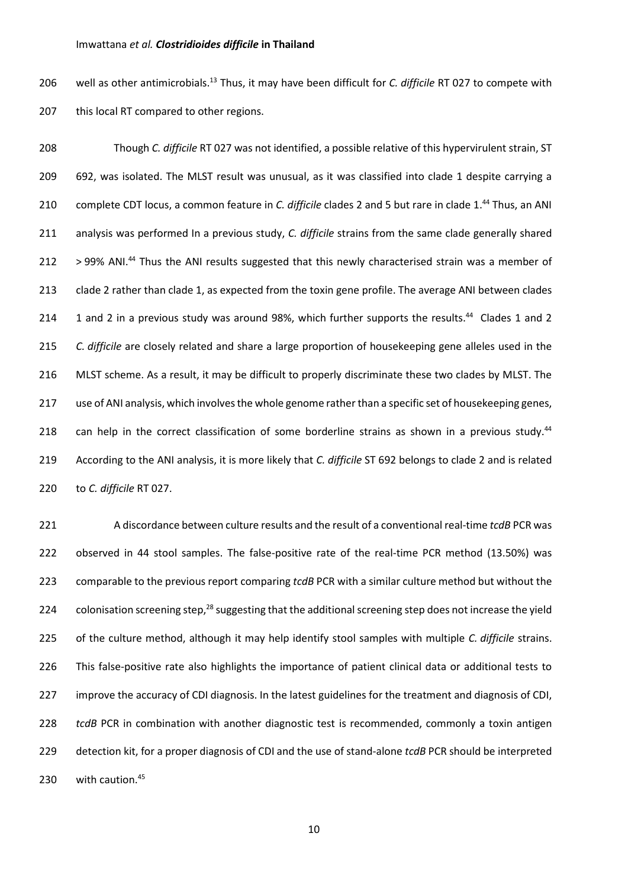well as other antimicrobials.[13] Thus, it may have been difficult for *C. difficile* RT 027 to compete with this local RT compared to other regions.

Though *C. difficile* RT 027 was not identified, a possible relative of this hypervirulent strain, ST 692, was isolated. The MLST result was unusual, as it was classified into clade 1 despite carrying a complete CDT locus, a common feature in *C. difficile* clades 2 and 5 but rare in clade 1.[44] Thus, an ANI analysis was performed In a previous study, *C. difficile* strains from the same clade generally shared > 99% ANI.[44] Thus the ANI results suggested that this newly characterised strain was a member of clade 2 rather than clade 1, as expected from the toxin gene profile. The average ANI between clades 1 and 2 in a previous study was around 98%, which further supports the results.[44] Clades 1 and 2 *C. difficile* are closely related and share a large proportion of housekeeping gene alleles used in the MLST scheme. As a result, it may be difficult to properly discriminate these two clades by MLST. The use of ANI analysis, which involves the whole genome rather than a specific set of housekeeping genes, can help in the correct classification of some borderline strains as shown in a previous study.[44] According to the ANI analysis, it is more likely that *C. difficile* ST 692 belongs to clade 2 and is related to *C. difficile* RT 027.

A discordance between culture results and the result of a conventional real-time *tcdB* PCR was observed in 44 stool samples. The false-positive rate of the real-time PCR method (13.50%) was comparable to the previous report comparing *tcdB* PCR with a similar culture method but without the colonisation screening step,[28] suggesting that the additional screening step does not increase the yield of the culture method, although it may help identify stool samples with multiple *C. difficile* strains. This false-positive rate also highlights the importance of patient clinical data or additional tests to improve the accuracy of CDI diagnosis. In the latest guidelines for the treatment and diagnosis of CDI, *tcdB* PCR in combination with another diagnostic test is recommended, commonly a toxin antigen detection kit, for a proper diagnosis of CDI and the use of stand-alone *tcdB* PCR should be interpreted with caution.[45]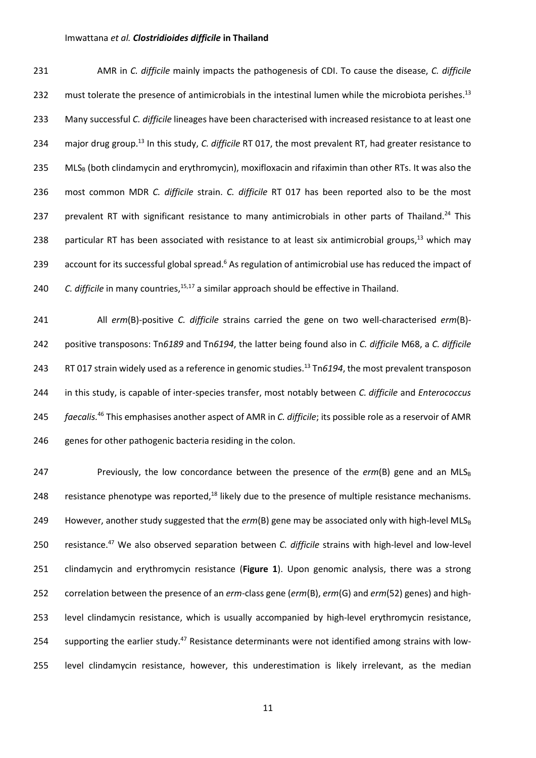AMR in *C. difficile* mainly impacts the pathogenesis of CDI. To cause the disease, *C. difficile* must tolerate the presence of antimicrobials in the intestinal lumen while the microbiota perishes.[13] Many successful *C. difficile* lineages have been characterised with increased resistance to at least one major drug group.[13] In this study, *C. difficile* RT 017, the most prevalent RT, had greater resistance to $MLS_B$ (both clindamycin and erythromycin), moxifloxacin and rifaximin than other RTs. It was also the most common MDR *C. difficile* strain. *C. difficile* RT 017 has been reported also to be the most prevalent RT with significant resistance to many antimicrobials in other parts of Thailand.[24] This particular RT has been associated with resistance to at least six antimicrobial groups,[13] which may account for its successful global spread.[6] As regulation of antimicrobial use has reduced the impact of *C. difficile* in many countries,[15,17] a similar approach should be effective in Thailand.

All *erm*(B)-positive *C. difficile* strains carried the gene on two well-characterised *erm*(B)-positive transposons: Tn*6189* and Tn*6194*, the latter being found also in *C. difficile* M68, a *C. difficile* RT 017 strain widely used as a reference in genomic studies.[13] Tn*6194*, the most prevalent transposon in this study, is capable of inter-species transfer, most notably between *C. difficile* and *Enterococcus faecalis.*[46] This emphasises another aspect of AMR in *C. difficile*; its possible role as a reservoir of AMR genes for other pathogenic bacteria residing in the colon.

Previously, the low concordance between the presence of the *erm*(B) gene and an $MLS_B$ resistance phenotype was reported,[18] likely due to the presence of multiple resistance mechanisms. However, another study suggested that the *erm*(B) gene may be associated only with high-level $MLS_B$ resistance.[47] We also observed separation between *C. difficile* strains with high-level and low-level clindamycin and erythromycin resistance (**Figure 1**). Upon genomic analysis, there was a strong correlation between the presence of an *erm*-class gene (*erm*(B), *erm*(G) and *erm*(52) genes) and high-level clindamycin resistance, which is usually accompanied by high-level erythromycin resistance, supporting the earlier study.[47] Resistance determinants were not identified among strains with low-level clindamycin resistance, however, this underestimation is likely irrelevant, as the median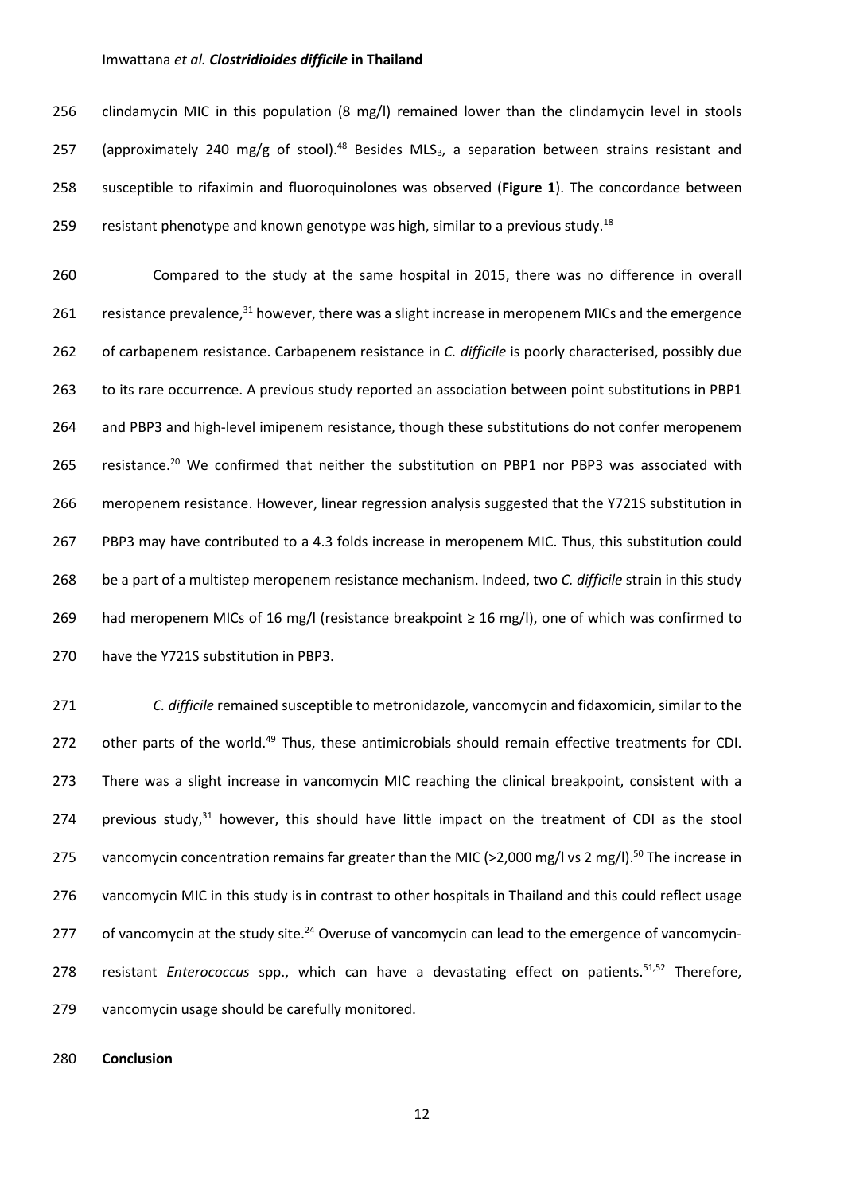clindamycin MIC in this population (8 mg/l) remained lower than the clindamycin level in stools (approximately 240 mg/g of stool).[48] Besides $MLS_B$, a separation between strains resistant and susceptible to rifaximin and fluoroquinolones was observed (**Figure 1**). The concordance between resistant phenotype and known genotype was high, similar to a previous study.[18]

Compared to the study at the same hospital in 2015, there was no difference in overall resistance prevalence,[31] however, there was a slight increase in meropenem MICs and the emergence of carbapenem resistance. Carbapenem resistance in *C. difficile* is poorly characterised, possibly due to its rare occurrence. A previous study reported an association between point substitutions in PBP1 and PBP3 and high-level imipenem resistance, though these substitutions do not confer meropenem resistance.[20] We confirmed that neither the substitution on PBP1 nor PBP3 was associated with meropenem resistance. However, linear regression analysis suggested that the Y721S substitution in PBP3 may have contributed to a 4.3 folds increase in meropenem MIC. Thus, this substitution could be a part of a multistep meropenem resistance mechanism. Indeed, two *C. difficile* strain in this study had meropenem MICs of 16 mg/l (resistance breakpoint ≥ 16 mg/l), one of which was confirmed to have the Y721S substitution in PBP3.

*C. difficile* remained susceptible to metronidazole, vancomycin and fidaxomicin, similar to the other parts of the world.[49] Thus, these antimicrobials should remain effective treatments for CDI. There was a slight increase in vancomycin MIC reaching the clinical breakpoint, consistent with a previous study,[31] however, this should have little impact on the treatment of CDI as the stool vancomycin concentration remains far greater than the MIC (>2,000 mg/l vs 2 mg/l).[50] The increase in vancomycin MIC in this study is in contrast to other hospitals in Thailand and this could reflect usage of vancomycin at the study site.[24] Overuse of vancomycin can lead to the emergence of vancomycin-resistant *Enterococcus* spp., which can have a devastating effect on patients.[51,52] Therefore, vancomycin usage should be carefully monitored.

**Conclusion**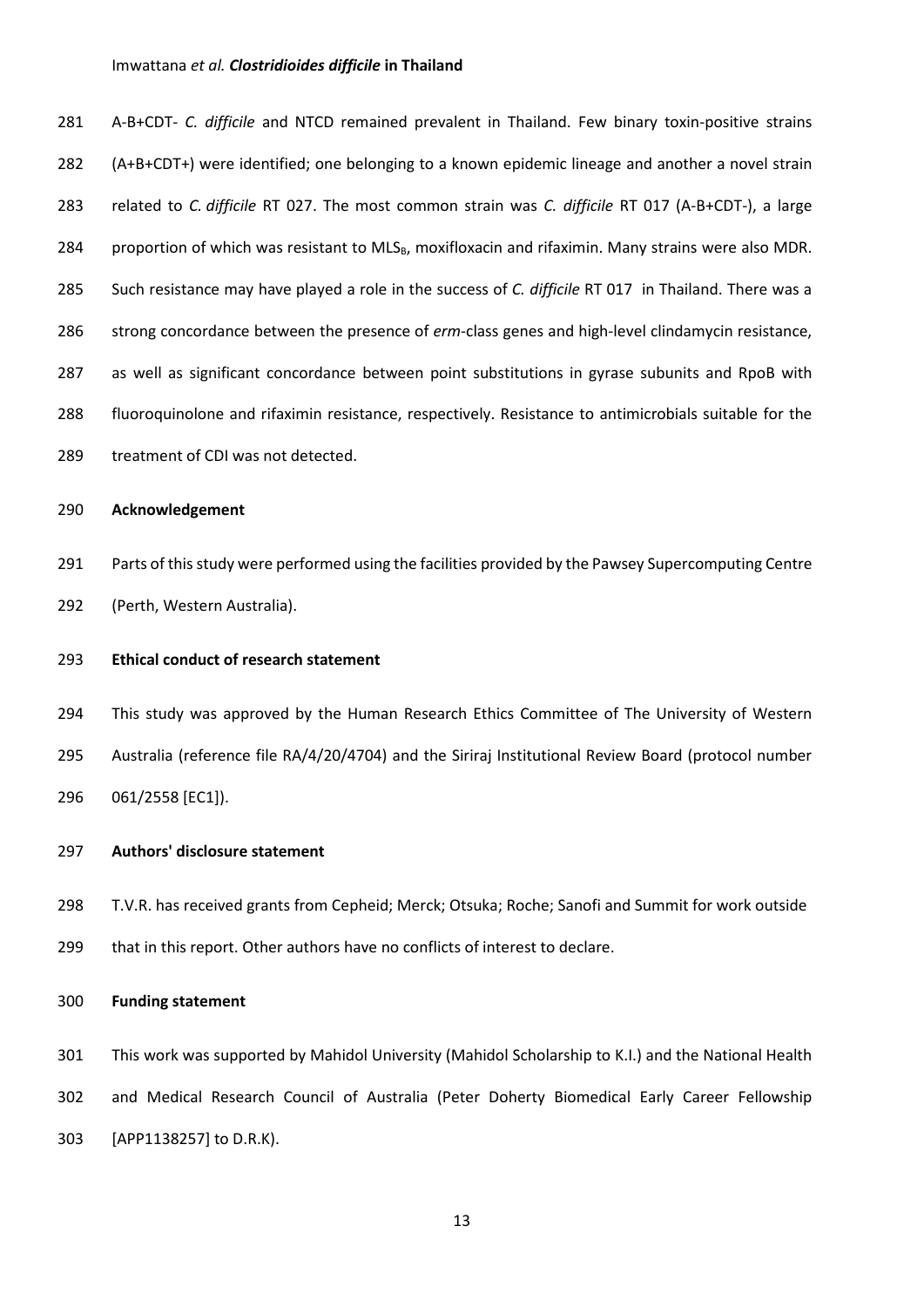A-B+CDT- *C. difficile* and NTCD remained prevalent in Thailand. Few binary toxin-positive strains (A+B+CDT+) were identified; one belonging to a known epidemic lineage and another a novel strain related to *C. difficile* RT 027. The most common strain was *C. difficile* RT 017 (A-B+CDT-), a large proportion of which was resistant to $MLS_B$, moxifloxacin and rifaximin. Many strains were also MDR. Such resistance may have played a role in the success of *C. difficile* RT 017 in Thailand. There was a strong concordance between the presence of *erm*-class genes and high-level clindamycin resistance, as well as significant concordance between point substitutions in gyrase subunits and RpoB with fluoroquinolone and rifaximin resistance, respectively. Resistance to antimicrobials suitable for the treatment of CDI was not detected.

**Acknowledgement**

Parts of this study were performed using the facilities provided by the Pawsey Supercomputing Centre (Perth, Western Australia).

**Ethical conduct of research statement**

This study was approved by the Human Research Ethics Committee of The University of Western Australia (reference file RA/4/20/4704) and the Siriraj Institutional Review Board (protocol number 061/2558 [EC1]).

**Authors' disclosure statement**

T.V.R. has received grants from Cepheid; Merck; Otsuka; Roche; Sanofi and Summit for work outside that in this report. Other authors have no conflicts of interest to declare.

**Funding statement**

This work was supported by Mahidol University (Mahidol Scholarship to K.I.) and the National Health and Medical Research Council of Australia (Peter Doherty Biomedical Early Career Fellowship [APP1138257] to D.R.K).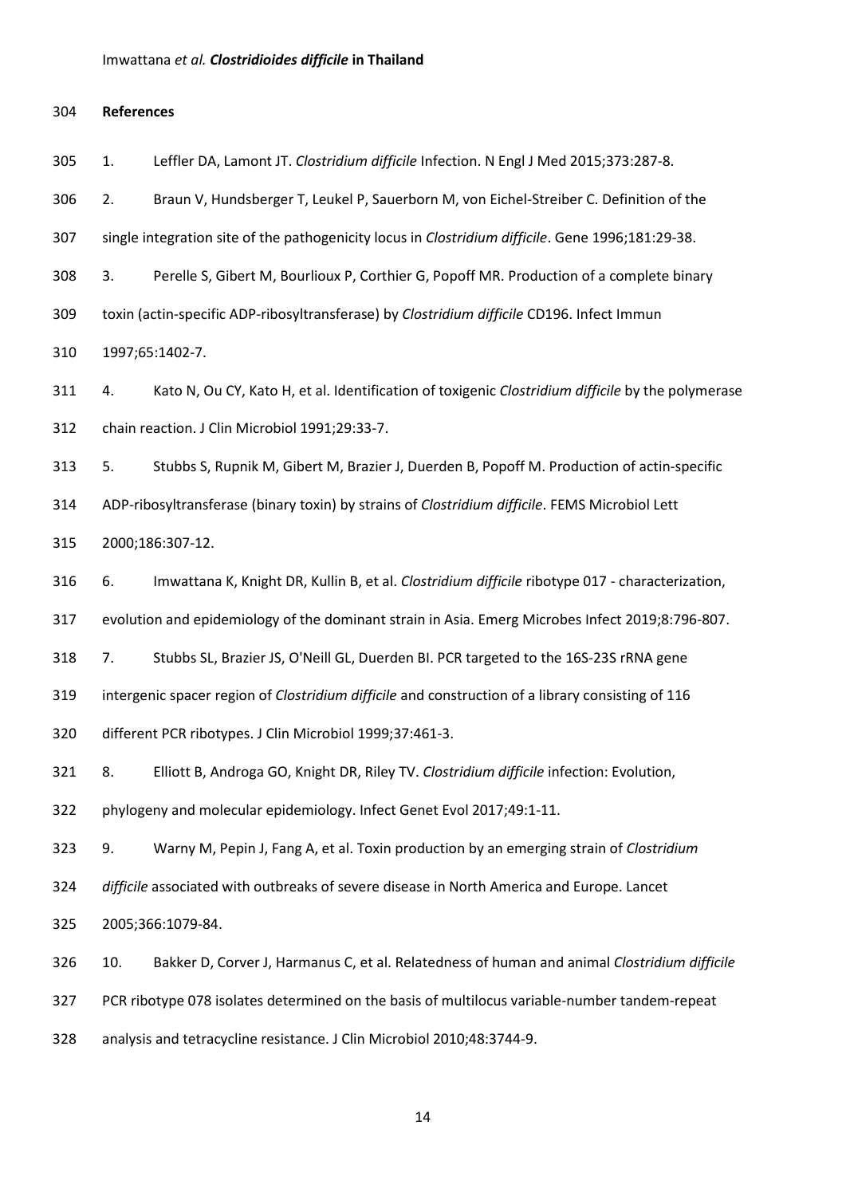**References**

1. Leffler DA, Lamont JT. *Clostridium difficile* Infection. N Engl J Med 2015;373:287-8.

2. Braun V, Hundsberger T, Leukel P, Sauerborn M, von Eichel-Streiber C. Definition of the single integration site of the pathogenicity locus in *Clostridium difficile*. Gene 1996;181:29-38.

3. Perelle S, Gibert M, Bourlioux P, Corthier G, Popoff MR. Production of a complete binary toxin (actin-specific ADP-ribosyltransferase) by *Clostridium difficile* CD196. Infect Immun 1997;65:1402-7.

4. Kato N, Ou CY, Kato H, et al. Identification of toxigenic *Clostridium difficile* by the polymerase chain reaction. J Clin Microbiol 1991;29:33-7.

5. Stubbs S, Rupnik M, Gibert M, Brazier J, Duerden B, Popoff M. Production of actin-specific ADP-ribosyltransferase (binary toxin) by strains of *Clostridium difficile*. FEMS Microbiol Lett 2000;186:307-12.

6. Imwattana K, Knight DR, Kullin B, et al. *Clostridium difficile* ribotype 017 - characterization, evolution and epidemiology of the dominant strain in Asia. Emerg Microbes Infect 2019;8:796-807.

7. Stubbs SL, Brazier JS, O'Neill GL, Duerden BI. PCR targeted to the 16S-23S rRNA gene intergenic spacer region of *Clostridium difficile* and construction of a library consisting of 116 different PCR ribotypes. J Clin Microbiol 1999;37:461-3.

8. Elliott B, Androga GO, Knight DR, Riley TV. *Clostridium difficile* infection: Evolution, phylogeny and molecular epidemiology. Infect Genet Evol 2017;49:1-11.

9. Warny M, Pepin J, Fang A, et al. Toxin production by an emerging strain of *Clostridium difficile* associated with outbreaks of severe disease in North America and Europe. Lancet 2005;366:1079-84.

10. Bakker D, Corver J, Harmanus C, et al. Relatedness of human and animal *Clostridium difficile* PCR ribotype 078 isolates determined on the basis of multilocus variable-number tandem-repeat analysis and tetracycline resistance. J Clin Microbiol 2010;48:3744-9.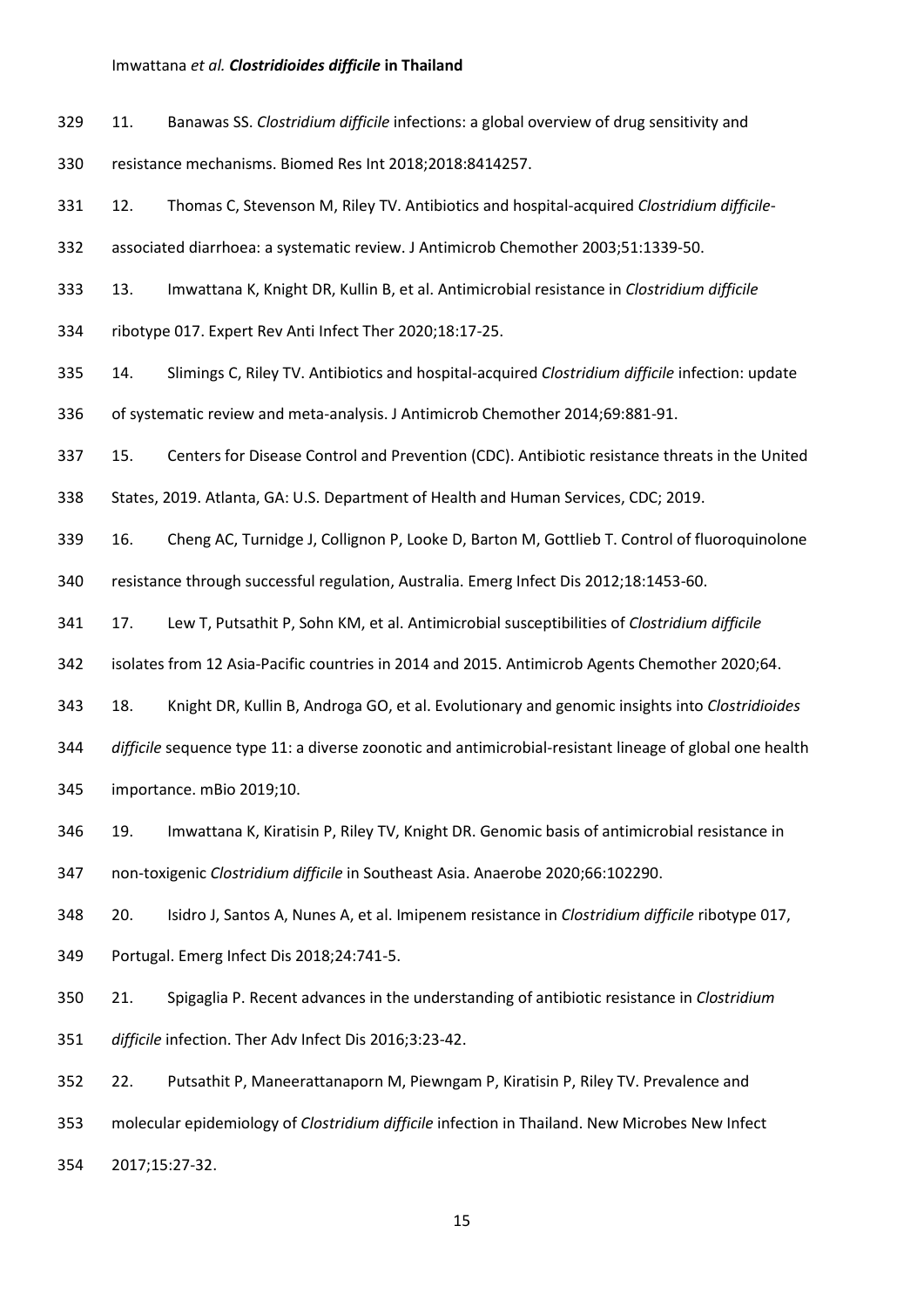11. Banawas SS. *Clostridium difficile* infections: a global overview of drug sensitivity and resistance mechanisms. Biomed Res Int 2018;2018:8414257.

12. Thomas C, Stevenson M, Riley TV. Antibiotics and hospital-acquired *Clostridium difficile*-associated diarrhoea: a systematic review. J Antimicrob Chemother 2003;51:1339-50.

13. Imwattana K, Knight DR, Kullin B, et al. Antimicrobial resistance in *Clostridium difficile* ribotype 017. Expert Rev Anti Infect Ther 2020;18:17-25.

14. Slimings C, Riley TV. Antibiotics and hospital-acquired *Clostridium difficile* infection: update of systematic review and meta-analysis. J Antimicrob Chemother 2014;69:881-91.

15. Centers for Disease Control and Prevention (CDC). Antibiotic resistance threats in the United States, 2019. Atlanta, GA: U.S. Department of Health and Human Services, CDC; 2019.

16. Cheng AC, Turnidge J, Collignon P, Looke D, Barton M, Gottlieb T. Control of fluoroquinolone resistance through successful regulation, Australia. Emerg Infect Dis 2012;18:1453-60.

17. Lew T, Putsathit P, Sohn KM, et al. Antimicrobial susceptibilities of *Clostridium difficile* isolates from 12 Asia-Pacific countries in 2014 and 2015. Antimicrob Agents Chemother 2020;64.

18. Knight DR, Kullin B, Androga GO, et al. Evolutionary and genomic insights into *Clostridioides difficile* sequence type 11: a diverse zoonotic and antimicrobial-resistant lineage of global one health importance. mBio 2019;10.

19. Imwattana K, Kiratisin P, Riley TV, Knight DR. Genomic basis of antimicrobial resistance in non-toxigenic *Clostridium difficile* in Southeast Asia. Anaerobe 2020;66:102290.

20. Isidro J, Santos A, Nunes A, et al. Imipenem resistance in *Clostridium difficile* ribotype 017, Portugal. Emerg Infect Dis 2018;24:741-5.

21. Spigaglia P. Recent advances in the understanding of antibiotic resistance in *Clostridium difficile* infection. Ther Adv Infect Dis 2016;3:23-42.

22. Putsathit P, Maneerattanaporn M, Piewngam P, Kiratisin P, Riley TV. Prevalence and molecular epidemiology of *Clostridium difficile* infection in Thailand. New Microbes New Infect 2017;15:27-32.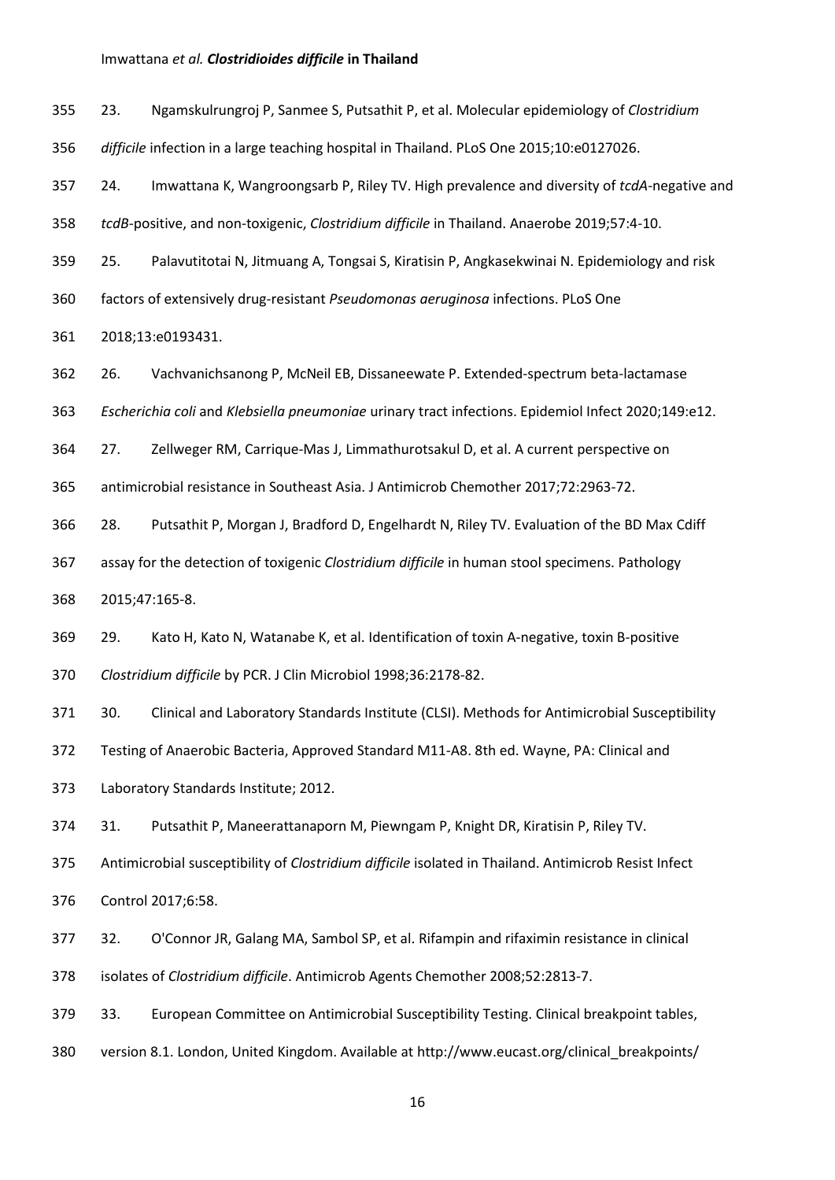23. Ngamskulrungroj P, Sanmee S, Putsathit P, et al. Molecular epidemiology of *Clostridium difficile* infection in a large teaching hospital in Thailand. PLoS One 2015;10:e0127026.

24. Imwattana K, Wangroongsarb P, Riley TV. High prevalence and diversity of *tcdA*-negative and *tcdB*-positive, and non-toxigenic, *Clostridium difficile* in Thailand. Anaerobe 2019;57:4-10.

25. Palavutitotai N, Jitmuang A, Tongsai S, Kiratisin P, Angkasekwinai N. Epidemiology and risk factors of extensively drug-resistant *Pseudomonas aeruginosa* infections. PLoS One 2018;13:e0193431.

26. Vachvanichsanong P, McNeil EB, Dissaneewate P. Extended-spectrum beta-lactamase *Escherichia coli* and *Klebsiella pneumoniae* urinary tract infections. Epidemiol Infect 2020;149:e12.

27. Zellweger RM, Carrique-Mas J, Limmathurotsakul D, et al. A current perspective on antimicrobial resistance in Southeast Asia. J Antimicrob Chemother 2017;72:2963-72.

28. Putsathit P, Morgan J, Bradford D, Engelhardt N, Riley TV. Evaluation of the BD Max Cdiff assay for the detection of toxigenic *Clostridium difficile* in human stool specimens. Pathology 2015;47:165-8.

29. Kato H, Kato N, Watanabe K, et al. Identification of toxin A-negative, toxin B-positive *Clostridium difficile* by PCR. J Clin Microbiol 1998;36:2178-82.

30. Clinical and Laboratory Standards Institute (CLSI). Methods for Antimicrobial Susceptibility Testing of Anaerobic Bacteria, Approved Standard M11-A8. 8th ed. Wayne, PA: Clinical and Laboratory Standards Institute; 2012.

31. Putsathit P, Maneerattanaporn M, Piewngam P, Knight DR, Kiratisin P, Riley TV. Antimicrobial susceptibility of *Clostridium difficile* isolated in Thailand. Antimicrob Resist Infect Control 2017;6:58.

32. O'Connor JR, Galang MA, Sambol SP, et al. Rifampin and rifaximin resistance in clinical isolates of *Clostridium difficile*. Antimicrob Agents Chemother 2008;52:2813-7.

33. European Committee on Antimicrobial Susceptibility Testing. Clinical breakpoint tables, version 8.1. London, United Kingdom. Available at http://www.eucast.org/clinical_breakpoints/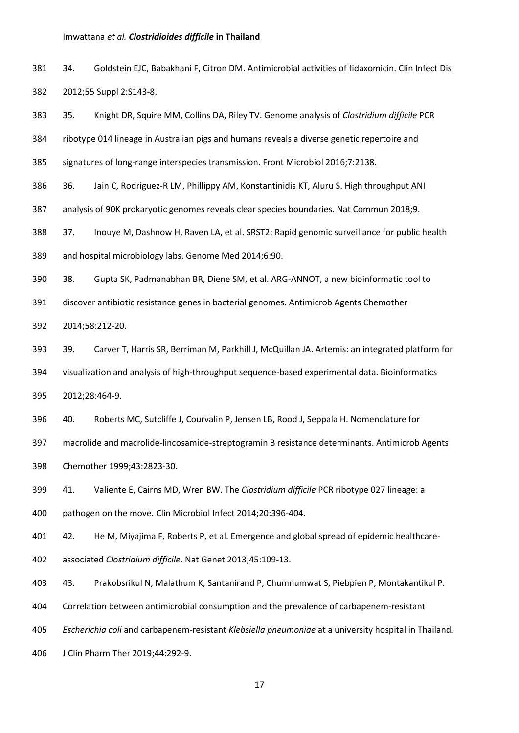34. Goldstein EJC, Babakhani F, Citron DM. Antimicrobial activities of fidaxomicin. Clin Infect Dis 2012;55 Suppl 2:S143-8.

35. Knight DR, Squire MM, Collins DA, Riley TV. Genome analysis of *Clostridium difficile* PCR ribotype 014 lineage in Australian pigs and humans reveals a diverse genetic repertoire and signatures of long-range interspecies transmission. Front Microbiol 2016;7:2138.

36. Jain C, Rodriguez-R LM, Phillippy AM, Konstantinidis KT, Aluru S. High throughput ANI analysis of 90K prokaryotic genomes reveals clear species boundaries. Nat Commun 2018;9.

37. Inouye M, Dashnow H, Raven LA, et al. SRST2: Rapid genomic surveillance for public health and hospital microbiology labs. Genome Med 2014;6:90.

38. Gupta SK, Padmanabhan BR, Diene SM, et al. ARG-ANNOT, a new bioinformatic tool to discover antibiotic resistance genes in bacterial genomes. Antimicrob Agents Chemother 2014;58:212-20.

39. Carver T, Harris SR, Berriman M, Parkhill J, McQuillan JA. Artemis: an integrated platform for visualization and analysis of high-throughput sequence-based experimental data. Bioinformatics 2012;28:464-9.

40. Roberts MC, Sutcliffe J, Courvalin P, Jensen LB, Rood J, Seppala H. Nomenclature for macrolide and macrolide-lincosamide-streptogramin B resistance determinants. Antimicrob Agents Chemother 1999;43:2823-30.

41. Valiente E, Cairns MD, Wren BW. The *Clostridium difficile* PCR ribotype 027 lineage: a pathogen on the move. Clin Microbiol Infect 2014;20:396-404.

42. He M, Miyajima F, Roberts P, et al. Emergence and global spread of epidemic healthcare-associated *Clostridium difficile*. Nat Genet 2013;45:109-13.

43. Prakobsrikul N, Malathum K, Santanirand P, Chumnumwat S, Piebpien P, Montakantikul P. Correlation between antimicrobial consumption and the prevalence of carbapenem-resistant *Escherichia coli* and carbapenem-resistant *Klebsiella pneumoniae* at a university hospital in Thailand. J Clin Pharm Ther 2019;44:292-9.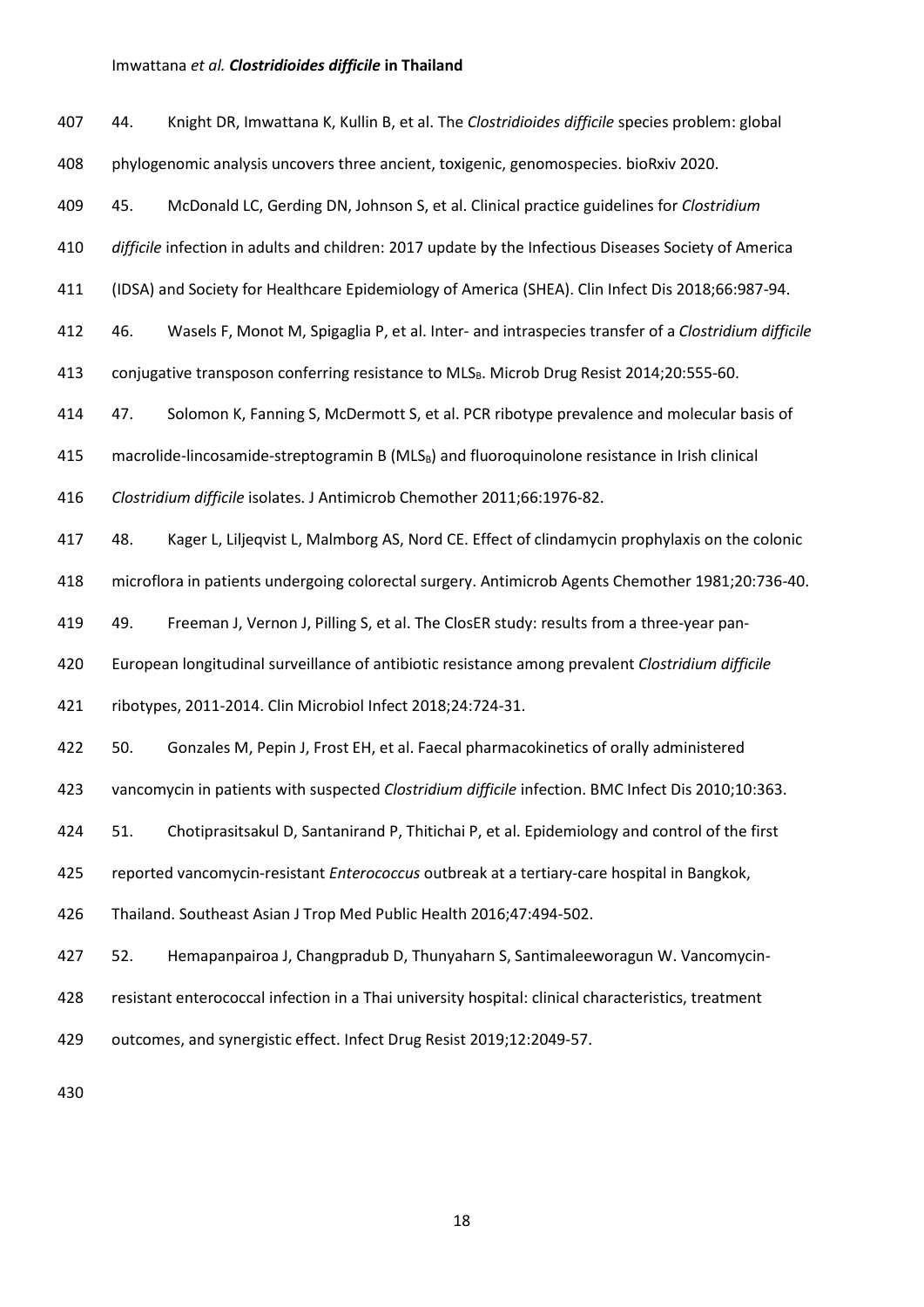44. Knight DR, Imwattana K, Kullin B, et al. The *Clostridioides difficile* species problem: global phylogenomic analysis uncovers three ancient, toxigenic, genomospecies. bioRxiv 2020.

45. McDonald LC, Gerding DN, Johnson S, et al. Clinical practice guidelines for *Clostridium difficile* infection in adults and children: 2017 update by the Infectious Diseases Society of America (IDSA) and Society for Healthcare Epidemiology of America (SHEA). Clin Infect Dis 2018;66:987-94.

46. Wasels F, Monot M, Spigaglia P, et al. Inter- and intraspecies transfer of a *Clostridium difficile* conjugative transposon conferring resistance to $MLS_B$. Microb Drug Resist 2014;20:555-60.

47. Solomon K, Fanning S, McDermott S, et al. PCR ribotype prevalence and molecular basis of macrolide-lincosamide-streptogramin B ($MLS_B$) and fluoroquinolone resistance in Irish clinical *Clostridium difficile* isolates. J Antimicrob Chemother 2011;66:1976-82.

48. Kager L, Liljeqvist L, Malmborg AS, Nord CE. Effect of clindamycin prophylaxis on the colonic microflora in patients undergoing colorectal surgery. Antimicrob Agents Chemother 1981;20:736-40.

49. Freeman J, Vernon J, Pilling S, et al. The ClosER study: results from a three-year pan-European longitudinal surveillance of antibiotic resistance among prevalent *Clostridium difficile* ribotypes, 2011-2014. Clin Microbiol Infect 2018;24:724-31.

50. Gonzales M, Pepin J, Frost EH, et al. Faecal pharmacokinetics of orally administered vancomycin in patients with suspected *Clostridium difficile* infection. BMC Infect Dis 2010;10:363.

51. Chotiprasitsakul D, Santanirand P, Thitichai P, et al. Epidemiology and control of the first reported vancomycin-resistant *Enterococcus* outbreak at a tertiary-care hospital in Bangkok, Thailand. Southeast Asian J Trop Med Public Health 2016;47:494-502.

52. Hemapanpairoa J, Changpradub D, Thunyaharn S, Santimaleeworagun W. Vancomycin-resistant enterococcal infection in a Thai university hospital: clinical characteristics, treatment outcomes, and synergistic effect. Infect Drug Resist 2019;12:2049-57.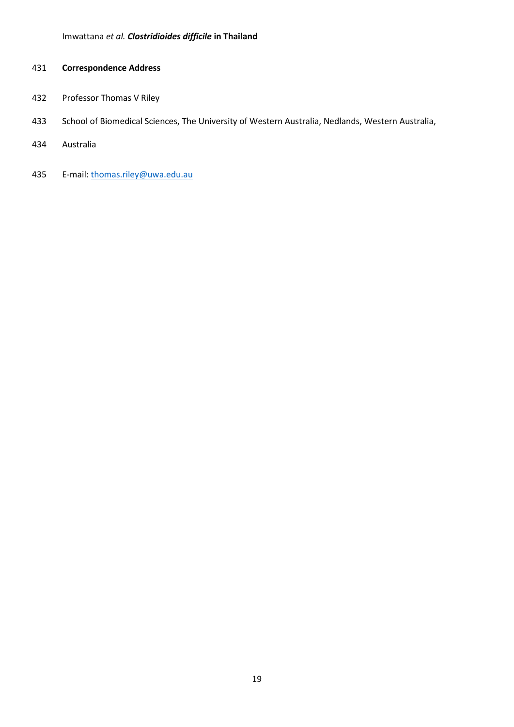**Correspondence Address**

Professor Thomas V Riley

School of Biomedical Sciences, The University of Western Australia, Nedlands, Western Australia, Australia

E-mail: thomas.riley@uwa.edu.au